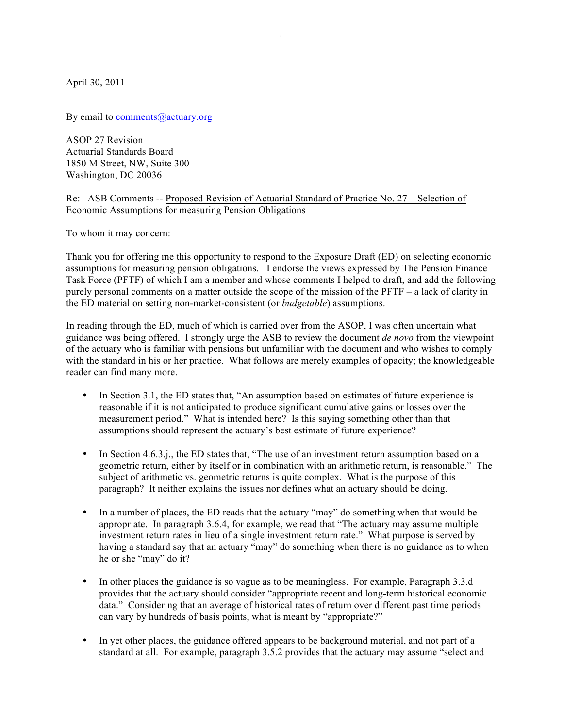April 30, 2011

By email to [comments@actuary.org](mailto:comments@actuary.org)

ASOP 27 Revision
Actuarial Standards Board
1850 M Street, NW, Suite 300
Washington, DC 20036

Re: ASB Comments -- Proposed Revision of Actuarial Standard of Practice No. 27 – Selection of Economic Assumptions for measuring Pension Obligations

To whom it may concern:

Thank you for offering me this opportunity to respond to the Exposure Draft (ED) on selecting economic assumptions for measuring pension obligations. I endorse the views expressed by The Pension Finance Task Force (PFTF) of which I am a member and whose comments I helped to draft, and add the following purely personal comments on a matter outside the scope of the mission of the PFTF – a lack of clarity in the ED material on setting non-market-consistent (or *budgetable*) assumptions.

In reading through the ED, much of which is carried over from the ASOP, I was often uncertain what guidance was being offered. I strongly urge the ASB to review the document *de novo* from the viewpoint of the actuary who is familiar with pensions but unfamiliar with the document and who wishes to comply with the standard in his or her practice. What follows are merely examples of opacity; the knowledgeable reader can find many more.

- In Section 3.1, the ED states that, "An assumption based on estimates of future experience is reasonable if it is not anticipated to produce significant cumulative gains or losses over the measurement period." What is intended here? Is this saying something other than that assumptions should represent the actuary's best estimate of future experience?

- In Section 4.6.3.j., the ED states that, "The use of an investment return assumption based on a geometric return, either by itself or in combination with an arithmetic return, is reasonable." The subject of arithmetic vs. geometric returns is quite complex. What is the purpose of this paragraph? It neither explains the issues nor defines what an actuary should be doing.

- In a number of places, the ED reads that the actuary "may" do something when that would be appropriate. In paragraph 3.6.4, for example, we read that "The actuary may assume multiple investment return rates in lieu of a single investment return rate." What purpose is served by having a standard say that an actuary "may" do something when there is no guidance as to when he or she "may" do it?

- In other places the guidance is so vague as to be meaningless. For example, Paragraph 3.3.d provides that the actuary should consider "appropriate recent and long-term historical economic data." Considering that an average of historical rates of return over different past time periods can vary by hundreds of basis points, what is meant by "appropriate?"

- In yet other places, the guidance offered appears to be background material, and not part of a standard at all. For example, paragraph 3.5.2 provides that the actuary may assume "select and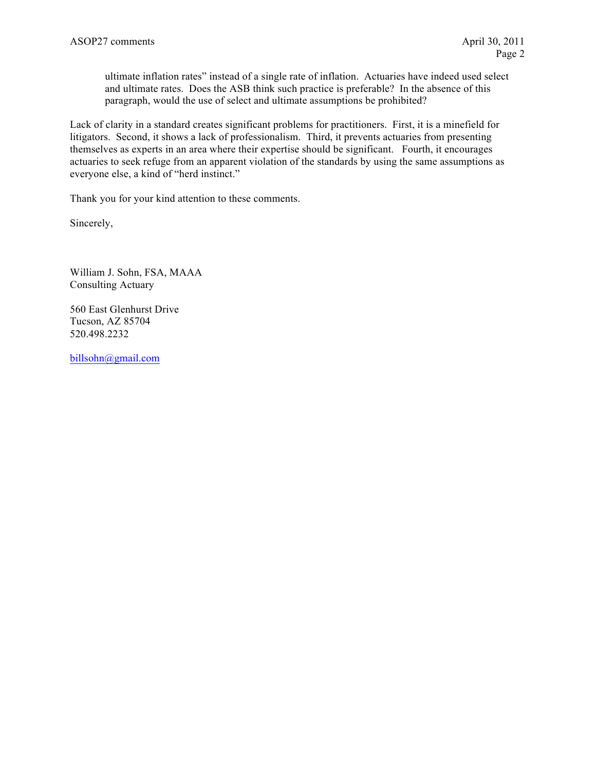ultimate inflation rates" instead of a single rate of inflation. Actuaries have indeed used select and ultimate rates. Does the ASB think such practice is preferable? In the absence of this paragraph, would the use of select and ultimate assumptions be prohibited?

Lack of clarity in a standard creates significant problems for practitioners. First, it is a minefield for litigators. Second, it shows a lack of professionalism. Third, it prevents actuaries from presenting themselves as experts in an area where their expertise should be significant. Fourth, it encourages actuaries to seek refuge from an apparent violation of the standards by using the same assumptions as everyone else, a kind of "herd instinct."

Thank you for your kind attention to these comments.

Sincerely,

William J. Sohn, FSA, MAAA
Consulting Actuary

560 East Glenhurst Drive
Tucson, AZ 85704
520.498.2232

billsohn@gmail.com